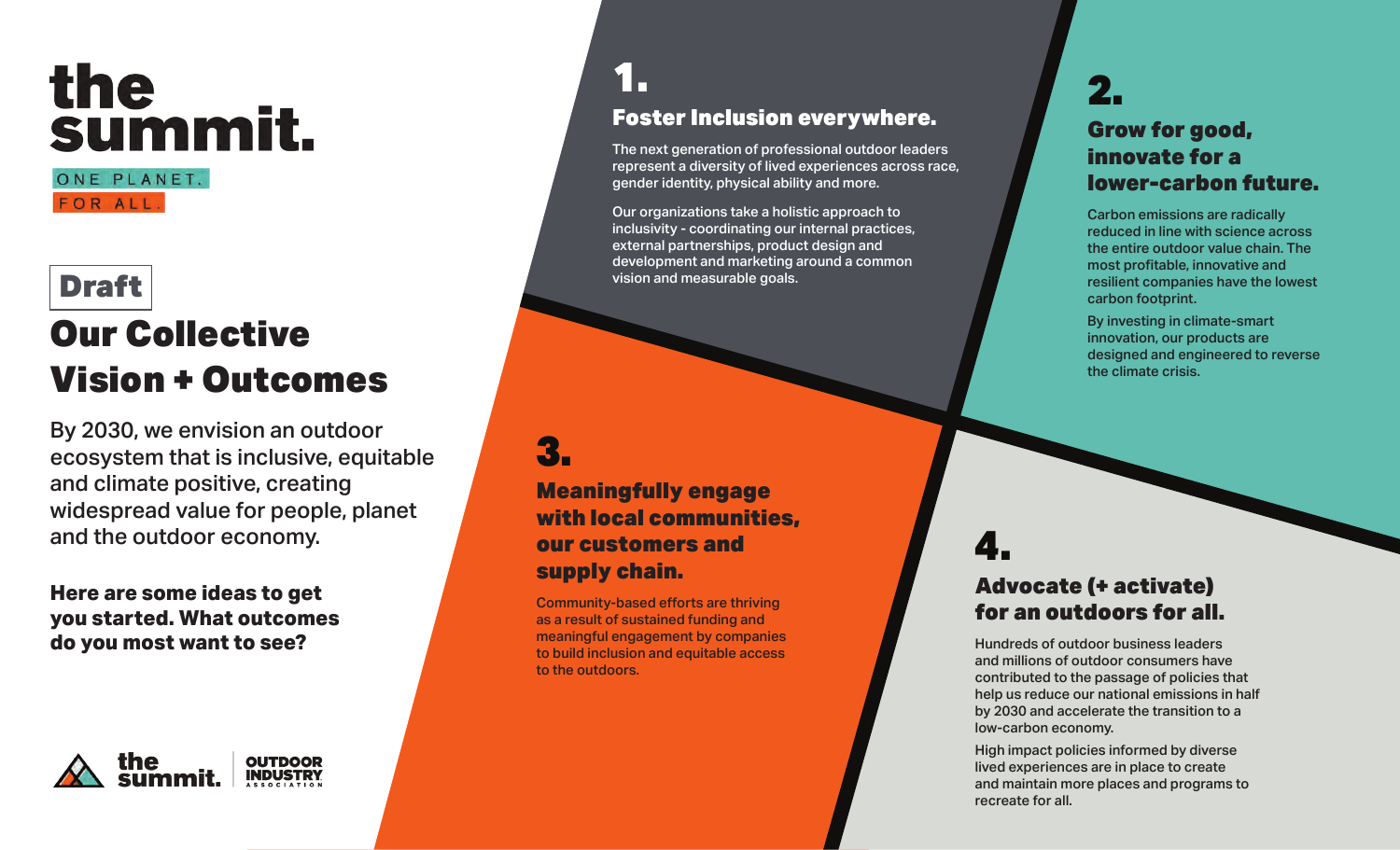# the summit.

ONE PLANET.
FOR ALL.

**Draft**

## Our Collective Vision + Outcomes

By 2030, we envision an outdoor ecosystem that is inclusive, equitable and climate positive, creating widespread value for people, planet and the outdoor economy.

**Here are some ideas to get you started. What outcomes do you most want to see?**

## 1. Foster Inclusion everywhere.

The next generation of professional outdoor leaders represent a diversity of lived experiences across race, gender identity, physical ability and more.

Our organizations take a holistic approach to inclusivity - coordinating our internal practices, external partnerships, product design and development and marketing around a common vision and measurable goals.

## 2. Grow for good, innovate for a lower-carbon future.

Carbon emissions are radically reduced in line with science across the entire outdoor value chain. The most profitable, innovative and resilient companies have the lowest carbon footprint.

By investing in climate-smart innovation, our products are designed and engineered to reverse the climate crisis.

## 3. Meaningfully engage with local communities, our customers and supply chain.

Community-based efforts are thriving as a result of sustained funding and meaningful engagement by companies to build inclusion and equitable access to the outdoors.

## 4. Advocate (+ activate) for an outdoors for all.

Hundreds of outdoor business leaders and millions of outdoor consumers have contributed to the passage of policies that help us reduce our national emissions in half by 2030 and accelerate the transition to a low-carbon economy.

High impact policies informed by diverse lived experiences are in place to create and maintain more places and programs to recreate for all.

the summit. | OUTDOOR INDUSTRY ASSOCIATION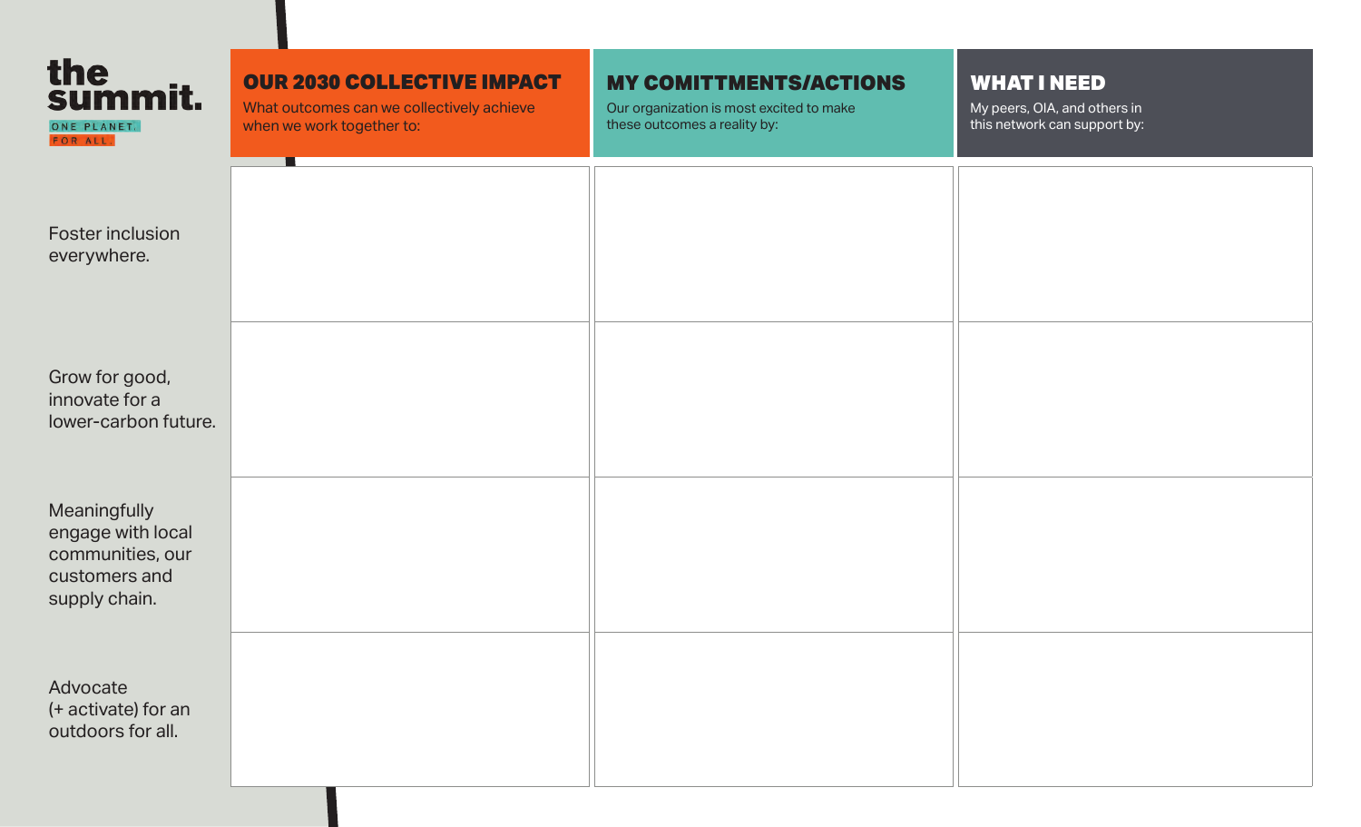**the summit.**

ONE PLANET. FOR ALL.

| | **OUR 2030 COLLECTIVE IMPACT**<br>What outcomes can we collectively achieve when we work together to: | **MY COMITTMENTS/ACTIONS**<br>Our organization is most excited to make these outcomes a reality by: | **WHAT I NEED**<br>My peers, OIA, and others in this network can support by: |
| --- | --- | --- | --- |
| Foster inclusion everywhere. | | | |
| Grow for good, innovate for a lower-carbon future. | | | |
| Meaningfully engage with local communities, our customers and supply chain. | | | |
| Advocate (+ activate) for an outdoors for all. | | | |